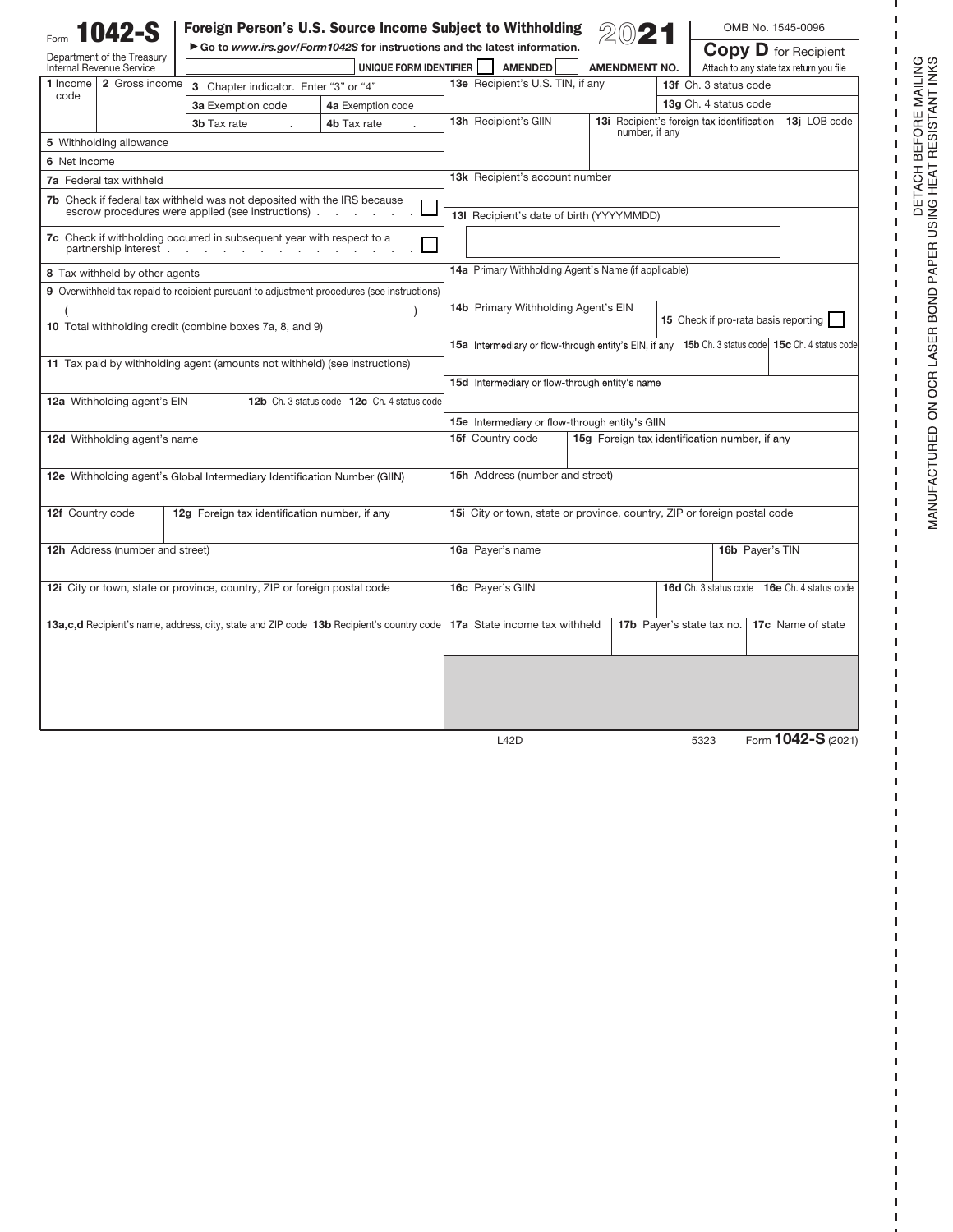Form **1042-S**

Department of the Treasury
Internal Revenue Service

# Foreign Person's U.S. Source Income Subject to Withholding

► Go to *www.irs.gov/Form1042S* for instructions and the latest information.

**2021**

OMB No. 1545-0096

**Copy D** for Recipient
Attach to any state tax return you file

UNIQUE FORM IDENTIFIER ☐ AMENDED ☐ AMENDMENT NO.

| | |
|---|---|
| **1** Income code | **2** Gross income |
| **3** Chapter indicator. Enter "3" or "4" | |
| **3a** Exemption code | **4a** Exemption code |
| **3b** Tax rate . | **4b** Tax rate . |
| **5** Withholding allowance | |
| **6** Net income | |
| **7a** Federal tax withheld | |
| **7b** Check if federal tax withheld was not deposited with the IRS because escrow procedures were applied (see instructions) ☐ | |
| **7c** Check if withholding occurred in subsequent year with respect to a partnership interest ☐ | |
| **8** Tax withheld by other agents | |
| **9** Overwithheld tax repaid to recipient pursuant to adjustment procedures (see instructions) ( ) | |
| **10** Total withholding credit (combine boxes 7a, 8, and 9) | |
| **11** Tax paid by withholding agent (amounts not withheld) (see instructions) | |
| **12a** Withholding agent's EIN | **12b** Ch. 3 status code / **12c** Ch. 4 status code |
| **12d** Withholding agent's name | |
| **12e** Withholding agent's Global Intermediary Identification Number (GIIN) | |
| **12f** Country code | **12g** Foreign tax identification number, if any |
| **12h** Address (number and street) | |
| **12i** City or town, state or province, country, ZIP or foreign postal code | |
| **13a,c,d** Recipient's name, address, city, state and ZIP code | **13b** Recipient's country code |

| | |
|---|---|
| **13e** Recipient's U.S. TIN, if any | **13f** Ch. 3 status code |
| | **13g** Ch. 4 status code |
| **13h** Recipient's GIIN | **13i** Recipient's foreign tax identification number, if any / **13j** LOB code |
| **13k** Recipient's account number | |
| **13l** Recipient's date of birth (YYYYMMDD) | |
| **14a** Primary Withholding Agent's Name (if applicable) | |
| **14b** Primary Withholding Agent's EIN | **15** Check if pro-rata basis reporting ☐ |
| **15a** Intermediary or flow-through entity's EIN, if any | **15b** Ch. 3 status code / **15c** Ch. 4 status code |
| **15d** Intermediary or flow-through entity's name | |
| **15e** Intermediary or flow-through entity's GIIN | |
| **15f** Country code | **15g** Foreign tax identification number, if any |
| **15h** Address (number and street) | |
| **15i** City or town, state or province, country, ZIP or foreign postal code | |
| **16a** Payer's name | **16b** Payer's TIN |
| **16c** Payer's GIIN | **16d** Ch. 3 status code / **16e** Ch. 4 status code |
| **17a** State income tax withheld | **17b** Payer's state tax no. / **17c** Name of state |

L42D 5323 Form **1042-S** (2021)

DETACH BEFORE MAILING
MANUFACTURED ON OCR LASER BOND PAPER USING HEAT RESISTANT INKS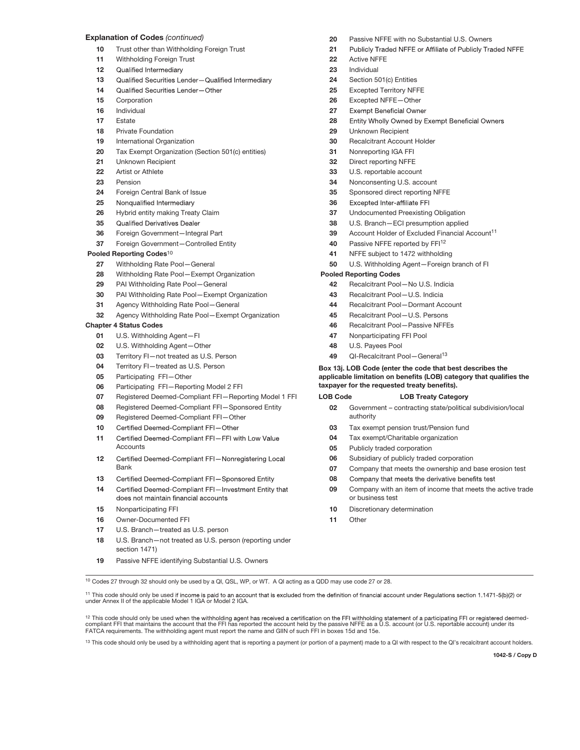**Explanation of Codes** *(continued)*

- **10** Trust other than Withholding Foreign Trust
- **11** Withholding Foreign Trust
- **12** Qualified Intermediary
- **13** Qualified Securities Lender—Qualified Intermediary
- **14** Qualified Securities Lender—Other
- **15** Corporation
- **16** Individual
- **17** Estate
- **18** Private Foundation
- **19** International Organization
- **20** Tax Exempt Organization (Section 501(c) entities)
- **21** Unknown Recipient
- **22** Artist or Athlete
- **23** Pension
- **24** Foreign Central Bank of Issue
- **25** Nonqualified Intermediary
- **26** Hybrid entity making Treaty Claim
- **35** Qualified Derivatives Dealer
- **36** Foreign Government—Integral Part
- **37** Foreign Government—Controlled Entity

**Pooled Reporting Codes**[10]

- **27** Withholding Rate Pool—General
- **28** Withholding Rate Pool—Exempt Organization
- **29** PAI Withholding Rate Pool—General
- **30** PAI Withholding Rate Pool—Exempt Organization
- **31** Agency Withholding Rate Pool—General
- **32** Agency Withholding Rate Pool—Exempt Organization

**Chapter 4 Status Codes**

- **01** U.S. Withholding Agent—FI
- **02** U.S. Withholding Agent—Other
- **03** Territory FI—not treated as U.S. Person
- **04** Territory FI—treated as U.S. Person
- **05** Participating FFI—Other
- **06** Participating FFI—Reporting Model 2 FFI
- **07** Registered Deemed-Compliant FFI—Reporting Model 1 FFI
- **08** Registered Deemed-Compliant FFI—Sponsored Entity
- **09** Registered Deemed-Compliant FFI—Other
- **10** Certified Deemed-Compliant FFI—Other
- **11** Certified Deemed-Compliant FFI—FFI with Low Value Accounts
- **12** Certified Deemed-Compliant FFI—Nonregistering Local Bank
- **13** Certified Deemed-Compliant FFI—Sponsored Entity
- **14** Certified Deemed-Compliant FFI—Investment Entity that does not maintain financial accounts
- **15** Nonparticipating FFI
- **16** Owner-Documented FFI
- **17** U.S. Branch—treated as U.S. person
- **18** U.S. Branch—not treated as U.S. person (reporting under section 1471)
- **19** Passive NFFE identifying Substantial U.S. Owners
- **20** Passive NFFE with no Substantial U.S. Owners
- **21** Publicly Traded NFFE or Affiliate of Publicly Traded NFFE
- **22** Active NFFE
- **23** Individual
- **24** Section 501(c) Entities
- **25** Excepted Territory NFFE
- **26** Excepted NFFE—Other
- **27** Exempt Beneficial Owner
- **28** Entity Wholly Owned by Exempt Beneficial Owners
- **29** Unknown Recipient
- **30** Recalcitrant Account Holder
- **31** Nonreporting IGA FFI
- **32** Direct reporting NFFE
- **33** U.S. reportable account
- **34** Nonconsenting U.S. account
- **35** Sponsored direct reporting NFFE
- **36** Excepted Inter-affiliate FFI
- **37** Undocumented Preexisting Obligation
- **38** U.S. Branch—ECI presumption applied
- **39** Account Holder of Excluded Financial Account[11]
- **40** Passive NFFE reported by FFI[12]
- **41** NFFE subject to 1472 withholding
- **50** U.S. Withholding Agent—Foreign branch of FI

**Pooled Reporting Codes**

- **42** Recalcitrant Pool—No U.S. Indicia
- **43** Recalcitrant Pool—U.S. Indicia
- **44** Recalcitrant Pool—Dormant Account
- **45** Recalcitrant Pool—U.S. Persons
- **46** Recalcitrant Pool—Passive NFFEs
- **47** Nonparticipating FFI Pool
- **48** U.S. Payees Pool
- **49** QI-Recalcitrant Pool—General[13]

**Box 13j. LOB Code (enter the code that best describes the applicable limitation on benefits (LOB) category that qualifies the taxpayer for the requested treaty benefits).**

| LOB Code | LOB Treaty Category |
|---|---|
| 02 | Government – contracting state/political subdivision/local authority |
| 03 | Tax exempt pension trust/Pension fund |
| 04 | Tax exempt/Charitable organization |
| 05 | Publicly traded corporation |
| 06 | Subsidiary of publicly traded corporation |
| 07 | Company that meets the ownership and base erosion test |
| 08 | Company that meets the derivative benefits test |
| 09 | Company with an item of income that meets the active trade or business test |
| 10 | Discretionary determination |
| 11 | Other |

---

[10] Codes 27 through 32 should only be used by a QI, QSL, WP, or WT. A QI acting as a QDD may use code 27 or 28.

[11] This code should only be used if income is paid to an account that is excluded from the definition of financial account under Regulations section 1.1471-5(b)(2) or under Annex II of the applicable Model 1 IGA or Model 2 IGA.

[12] This code should only be used when the withholding agent has received a certification on the FFI withholding statement of a participating FFI or registered deemed-compliant FFI that maintains the account that the FFI has reported the account held by the passive NFFE as a U.S. account (or U.S. reportable account) under its FATCA requirements. The withholding agent must report the name and GIIN of such FFI in boxes 15d and 15e.

[13] This code should only be used by a withholding agent that is reporting a payment (or portion of a payment) made to a QI with respect to the QI's recalcitrant account holders.

1042-S / Copy D